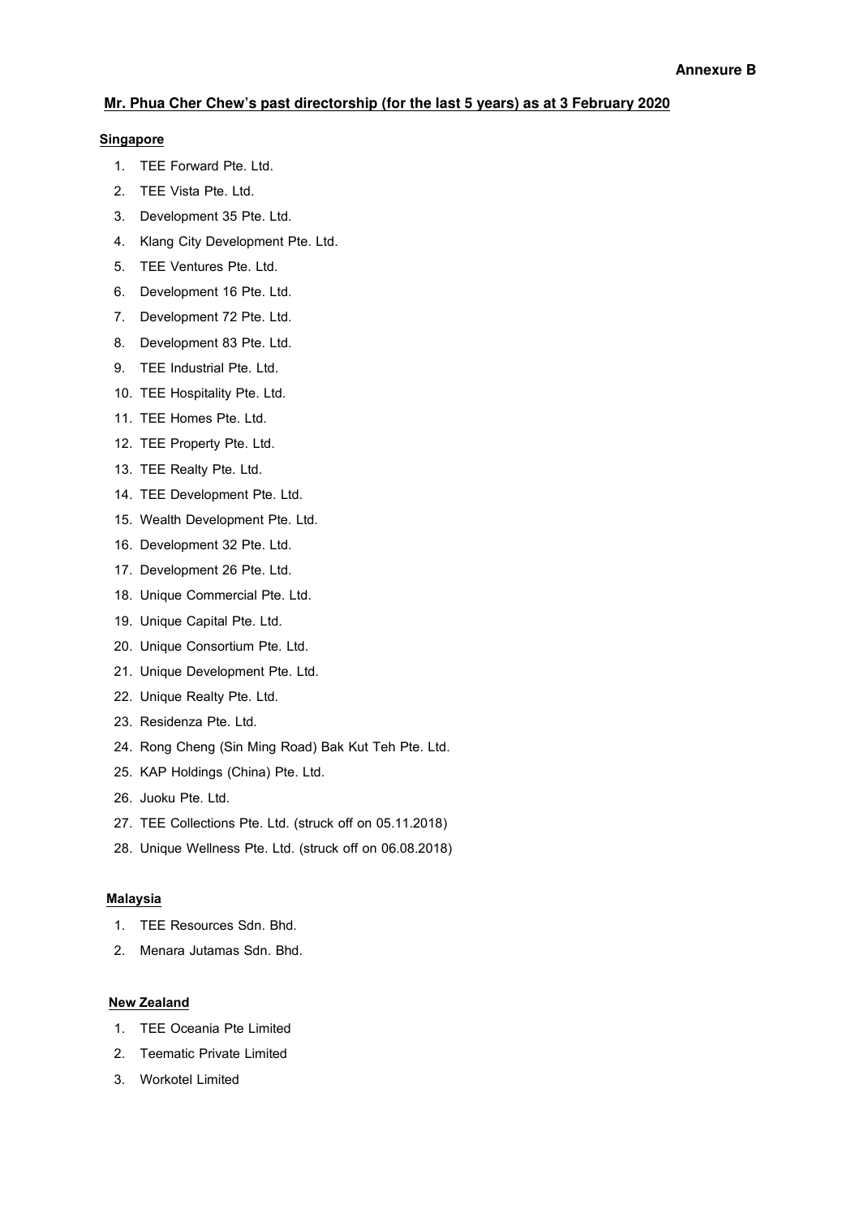**Annexure B**

**Mr. Phua Cher Chew's past directorship (for the last 5 years) as at 3 February 2020**

**Singapore**

1. TEE Forward Pte. Ltd.
2. TEE Vista Pte. Ltd.
3. Development 35 Pte. Ltd.
4. Klang City Development Pte. Ltd.
5. TEE Ventures Pte. Ltd.
6. Development 16 Pte. Ltd.
7. Development 72 Pte. Ltd.
8. Development 83 Pte. Ltd.
9. TEE Industrial Pte. Ltd.
10. TEE Hospitality Pte. Ltd.
11. TEE Homes Pte. Ltd.
12. TEE Property Pte. Ltd.
13. TEE Realty Pte. Ltd.
14. TEE Development Pte. Ltd.
15. Wealth Development Pte. Ltd.
16. Development 32 Pte. Ltd.
17. Development 26 Pte. Ltd.
18. Unique Commercial Pte. Ltd.
19. Unique Capital Pte. Ltd.
20. Unique Consortium Pte. Ltd.
21. Unique Development Pte. Ltd.
22. Unique Realty Pte. Ltd.
23. Residenza Pte. Ltd.
24. Rong Cheng (Sin Ming Road) Bak Kut Teh Pte. Ltd.
25. KAP Holdings (China) Pte. Ltd.
26. Juoku Pte. Ltd.
27. TEE Collections Pte. Ltd. (struck off on 05.11.2018)
28. Unique Wellness Pte. Ltd. (struck off on 06.08.2018)

**Malaysia**

1. TEE Resources Sdn. Bhd.
2. Menara Jutamas Sdn. Bhd.

**New Zealand**

1. TEE Oceania Pte Limited
2. Teematic Private Limited
3. Workotel Limited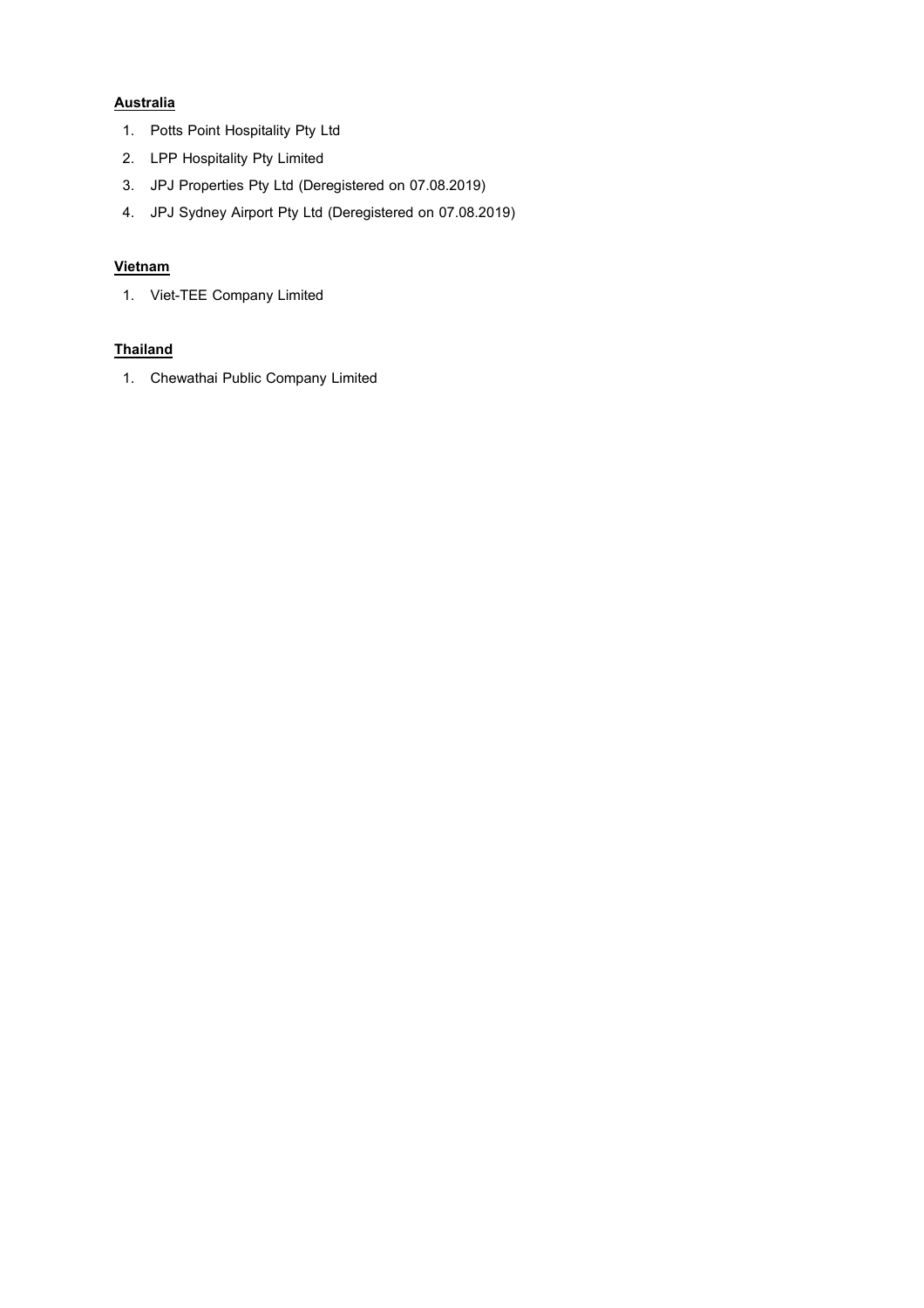**Australia**

1. Potts Point Hospitality Pty Ltd
2. LPP Hospitality Pty Limited
3. JPJ Properties Pty Ltd (Deregistered on 07.08.2019)
4. JPJ Sydney Airport Pty Ltd (Deregistered on 07.08.2019)

**Vietnam**

1. Viet-TEE Company Limited

**Thailand**

1. Chewathai Public Company Limited